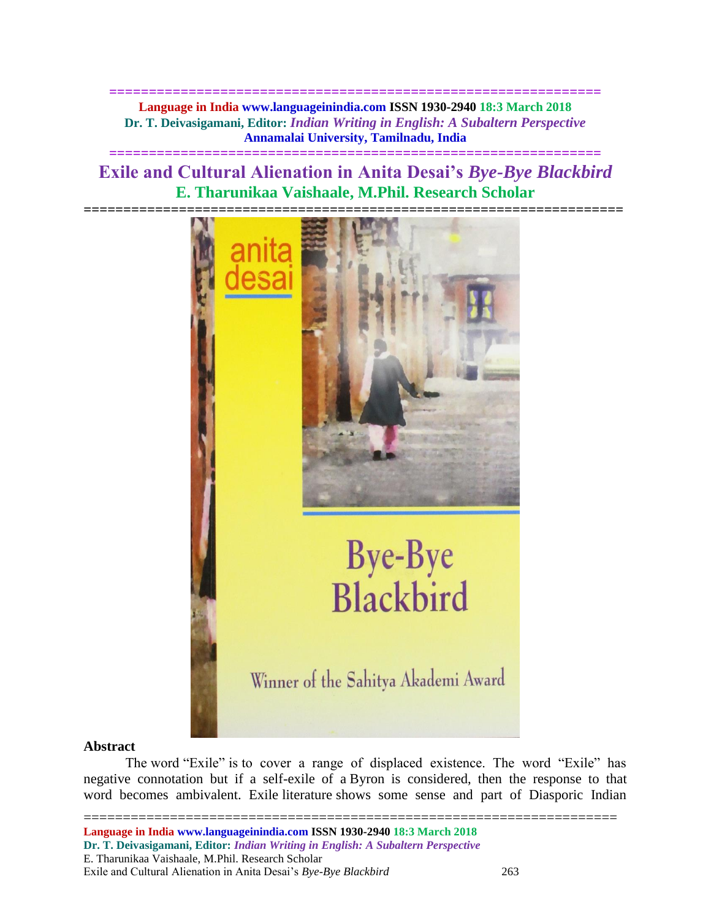# Exile and Cultural Alienation in Anita Desai's *Bye-Bye Blackbird*

## E. Tharunikaa Vaishaale, M.Phil. Research Scholar

## Abstract

The word "Exile" is to cover a range of displaced existence. The word "Exile" has negative connotation but if a self-exile of a Byron is considered, then the response to that word becomes ambivalent. Exile literature shows some sense and part of Diasporic Indian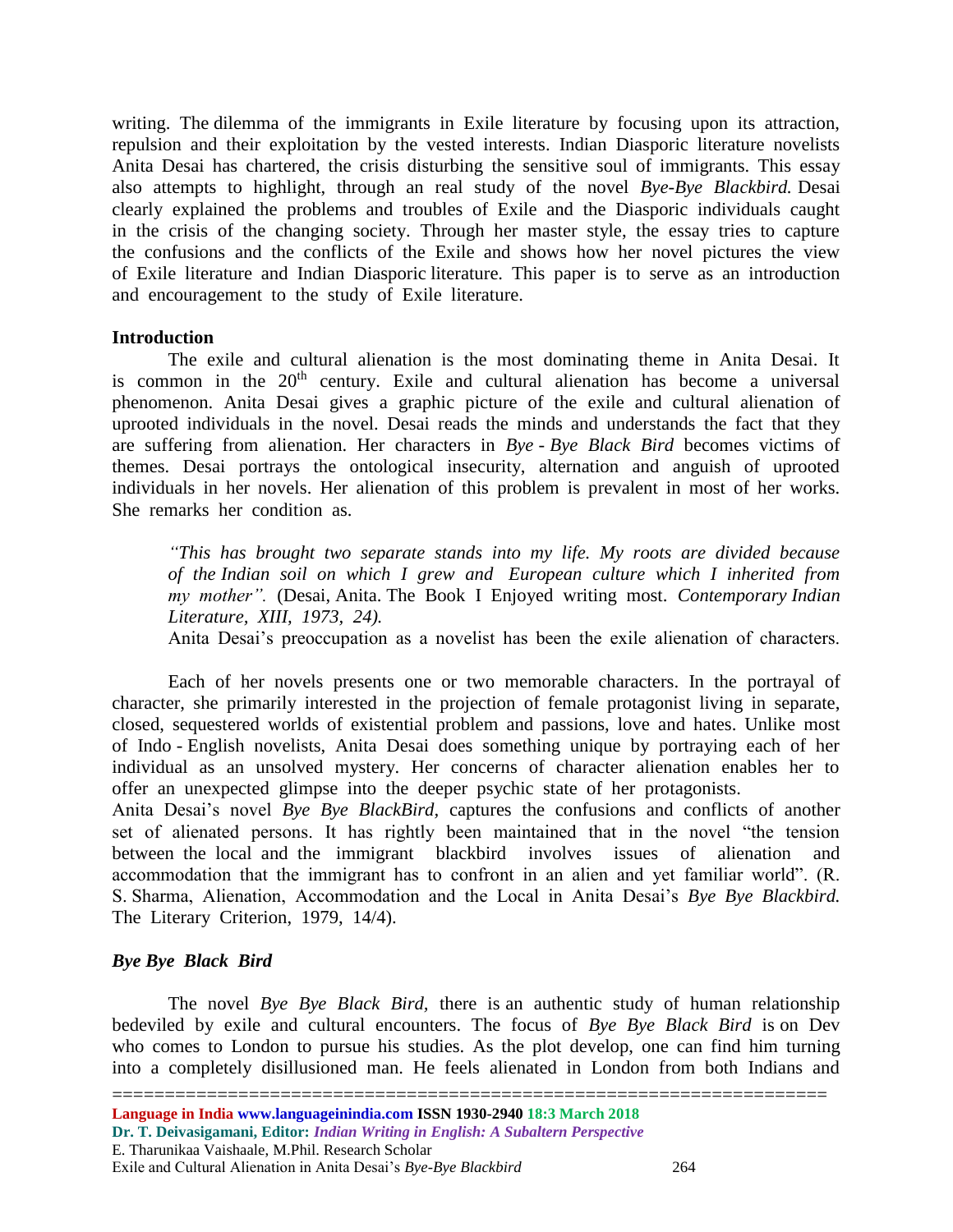writing. The dilemma of the immigrants in Exile literature by focusing upon its attraction, repulsion and their exploitation by the vested interests. Indian Diasporic literature novelists Anita Desai has chartered, the crisis disturbing the sensitive soul of immigrants. This essay also attempts to highlight, through an real study of the novel *Bye-Bye Blackbird.* Desai clearly explained the problems and troubles of Exile and the Diasporic individuals caught in the crisis of the changing society. Through her master style, the essay tries to capture the confusions and the conflicts of the Exile and shows how her novel pictures the view of Exile literature and Indian Diasporic literature. This paper is to serve as an introduction and encouragement to the study of Exile literature.

**Introduction**

The exile and cultural alienation is the most dominating theme in Anita Desai. It is common in the 20th century. Exile and cultural alienation has become a universal phenomenon. Anita Desai gives a graphic picture of the exile and cultural alienation of uprooted individuals in the novel. Desai reads the minds and understands the fact that they are suffering from alienation. Her characters in *Bye - Bye Black Bird* becomes victims of themes. Desai portrays the ontological insecurity, alternation and anguish of uprooted individuals in her novels. Her alienation of this problem is prevalent in most of her works. She remarks her condition as.

> *"This has brought two separate stands into my life. My roots are divided because of the Indian soil on which I grew and European culture which I inherited from my mother".* (Desai, Anita. The Book I Enjoyed writing most. *Contemporary Indian Literature, XIII, 1973, 24).*
>
> Anita Desai's preoccupation as a novelist has been the exile alienation of characters.

Each of her novels presents one or two memorable characters. In the portrayal of character, she primarily interested in the projection of female protagonist living in separate, closed, sequestered worlds of existential problem and passions, love and hates. Unlike most of Indo - English novelists, Anita Desai does something unique by portraying each of her individual as an unsolved mystery. Her concerns of character alienation enables her to offer an unexpected glimpse into the deeper psychic state of her protagonists.

Anita Desai's novel *Bye Bye BlackBird,* captures the confusions and conflicts of another set of alienated persons. It has rightly been maintained that in the novel "the tension between the local and the immigrant blackbird involves issues of alienation and accommodation that the immigrant has to confront in an alien and yet familiar world". (R. S. Sharma, Alienation, Accommodation and the Local in Anita Desai's *Bye Bye Blackbird.* The Literary Criterion, 1979, 14/4).

***Bye Bye Black Bird***

The novel *Bye Bye Black Bird,* there is an authentic study of human relationship bedeviled by exile and cultural encounters. The focus of *Bye Bye Black Bird* is on Dev who comes to London to pursue his studies. As the plot develop, one can find him turning into a completely disillusioned man. He feels alienated in London from both Indians and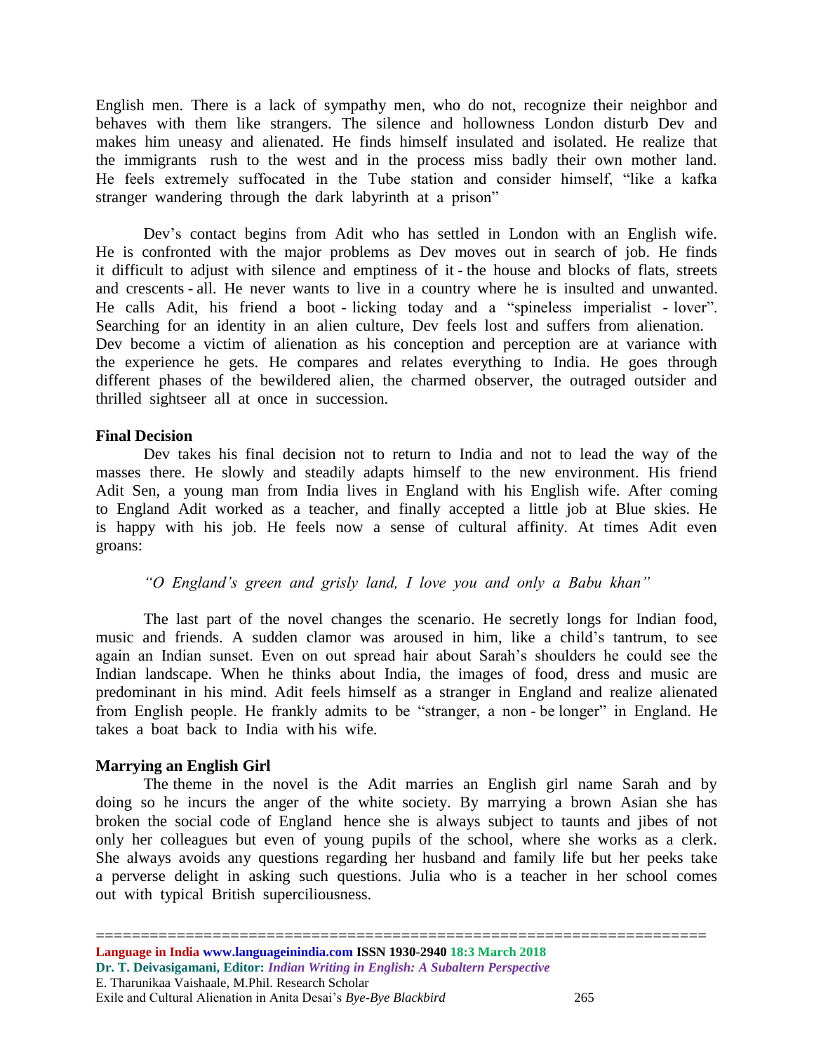English men. There is a lack of sympathy men, who do not, recognize their neighbor and behaves with them like strangers. The silence and hollowness London disturb Dev and makes him uneasy and alienated. He finds himself insulated and isolated. He realize that the immigrants rush to the west and in the process miss badly their own mother land. He feels extremely suffocated in the Tube station and consider himself, "like a kafka stranger wandering through the dark labyrinth at a prison"

Dev's contact begins from Adit who has settled in London with an English wife. He is confronted with the major problems as Dev moves out in search of job. He finds it difficult to adjust with silence and emptiness of it - the house and blocks of flats, streets and crescents - all. He never wants to live in a country where he is insulted and unwanted. He calls Adit, his friend a boot - licking today and a "spineless imperialist - lover". Searching for an identity in an alien culture, Dev feels lost and suffers from alienation. Dev become a victim of alienation as his conception and perception are at variance with the experience he gets. He compares and relates everything to India. He goes through different phases of the bewildered alien, the charmed observer, the outraged outsider and thrilled sightseer all at once in succession.

**Final Decision**

Dev takes his final decision not to return to India and not to lead the way of the masses there. He slowly and steadily adapts himself to the new environment. His friend Adit Sen, a young man from India lives in England with his English wife. After coming to England Adit worked as a teacher, and finally accepted a little job at Blue skies. He is happy with his job. He feels now a sense of cultural affinity. At times Adit even groans:

*"O England's green and grisly land, I love you and only a Babu khan"*

The last part of the novel changes the scenario. He secretly longs for Indian food, music and friends. A sudden clamor was aroused in him, like a child's tantrum, to see again an Indian sunset. Even on out spread hair about Sarah's shoulders he could see the Indian landscape. When he thinks about India, the images of food, dress and music are predominant in his mind. Adit feels himself as a stranger in England and realize alienated from English people. He frankly admits to be "stranger, a non - be longer" in England. He takes a boat back to India with his wife.

**Marrying an English Girl**

The theme in the novel is the Adit marries an English girl name Sarah and by doing so he incurs the anger of the white society. By marrying a brown Asian she has broken the social code of England hence she is always subject to taunts and jibes of not only her colleagues but even of young pupils of the school, where she works as a clerk. She always avoids any questions regarding her husband and family life but her peeks take a perverse delight in asking such questions. Julia who is a teacher in her school comes out with typical British superciliousness.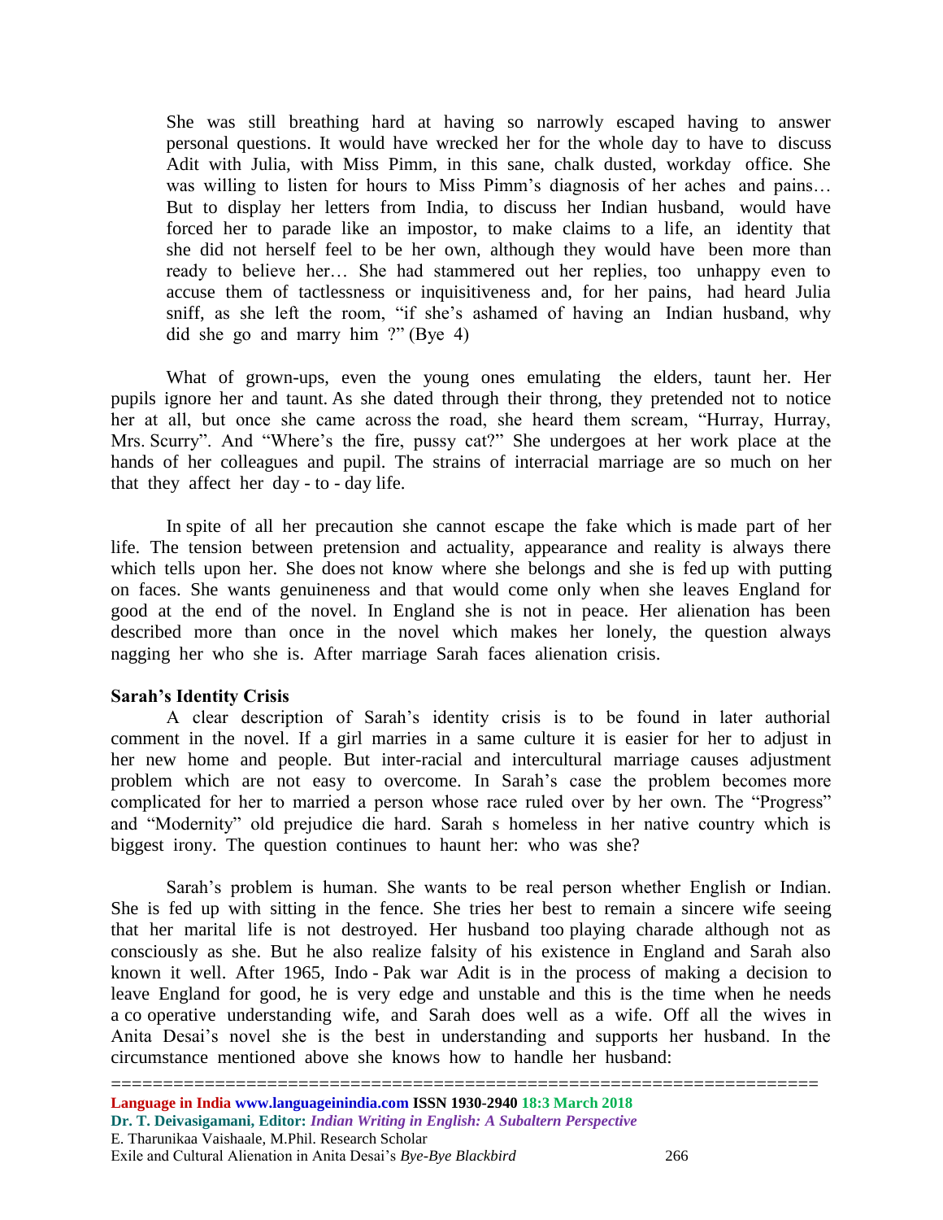> She was still breathing hard at having so narrowly escaped having to answer personal questions. It would have wrecked her for the whole day to have to discuss Adit with Julia, with Miss Pimm, in this sane, chalk dusted, workday office. She was willing to listen for hours to Miss Pimm's diagnosis of her aches and pains… But to display her letters from India, to discuss her Indian husband, would have forced her to parade like an impostor, to make claims to a life, an identity that she did not herself feel to be her own, although they would have been more than ready to believe her… She had stammered out her replies, too unhappy even to accuse them of tactlessness or inquisitiveness and, for her pains, had heard Julia sniff, as she left the room, "if she's ashamed of having an Indian husband, why did she go and marry him ?" (Bye 4)

What of grown-ups, even the young ones emulating the elders, taunt her. Her pupils ignore her and taunt. As she dated through their throng, they pretended not to notice her at all, but once she came across the road, she heard them scream, "Hurray, Hurray, Mrs. Scurry". And "Where's the fire, pussy cat?" She undergoes at her work place at the hands of her colleagues and pupil. The strains of interracial marriage are so much on her that they affect her day - to - day life.

In spite of all her precaution she cannot escape the fake which is made part of her life. The tension between pretension and actuality, appearance and reality is always there which tells upon her. She does not know where she belongs and she is fed up with putting on faces. She wants genuineness and that would come only when she leaves England for good at the end of the novel. In England she is not in peace. Her alienation has been described more than once in the novel which makes her lonely, the question always nagging her who she is. After marriage Sarah faces alienation crisis.

**Sarah's Identity Crisis**

A clear description of Sarah's identity crisis is to be found in later authorial comment in the novel. If a girl marries in a same culture it is easier for her to adjust in her new home and people. But inter-racial and intercultural marriage causes adjustment problem which are not easy to overcome. In Sarah's case the problem becomes more complicated for her to married a person whose race ruled over by her own. The "Progress" and "Modernity" old prejudice die hard. Sarah s homeless in her native country which is biggest irony. The question continues to haunt her: who was she?

Sarah's problem is human. She wants to be real person whether English or Indian. She is fed up with sitting in the fence. She tries her best to remain a sincere wife seeing that her marital life is not destroyed. Her husband too playing charade although not as consciously as she. But he also realize falsity of his existence in England and Sarah also known it well. After 1965, Indo - Pak war Adit is in the process of making a decision to leave England for good, he is very edge and unstable and this is the time when he needs a co operative understanding wife, and Sarah does well as a wife. Off all the wives in Anita Desai's novel she is the best in understanding and supports her husband. In the circumstance mentioned above she knows how to handle her husband: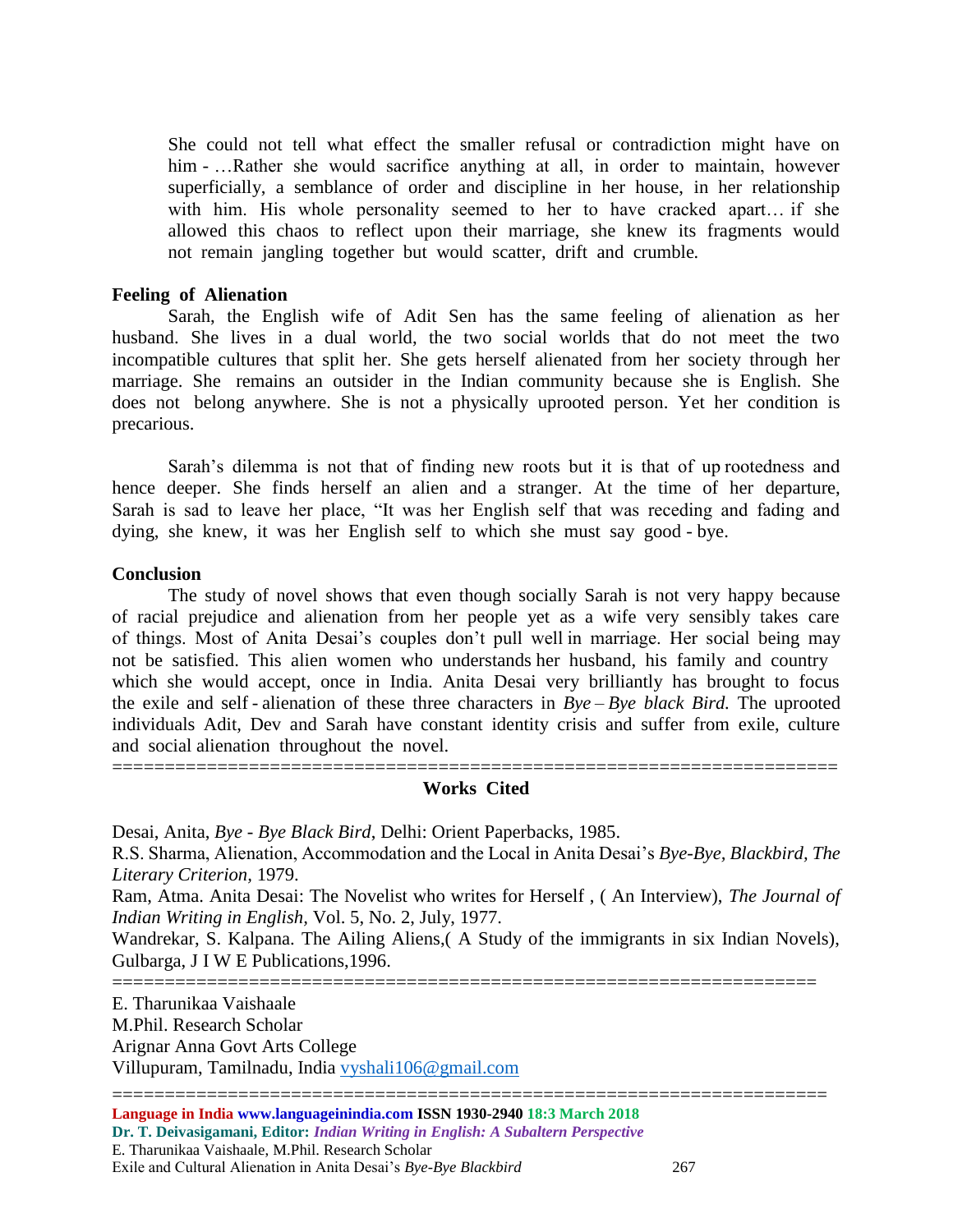She could not tell what effect the smaller refusal or contradiction might have on him - …Rather she would sacrifice anything at all, in order to maintain, however superficially, a semblance of order and discipline in her house, in her relationship with him. His whole personality seemed to her to have cracked apart… if she allowed this chaos to reflect upon their marriage, she knew its fragments would not remain jangling together but would scatter, drift and crumble.

**Feeling of Alienation**

Sarah, the English wife of Adit Sen has the same feeling of alienation as her husband. She lives in a dual world, the two social worlds that do not meet the two incompatible cultures that split her. She gets herself alienated from her society through her marriage. She remains an outsider in the Indian community because she is English. She does not belong anywhere. She is not a physically uprooted person. Yet her condition is precarious.

Sarah's dilemma is not that of finding new roots but it is that of up rootedness and hence deeper. She finds herself an alien and a stranger. At the time of her departure, Sarah is sad to leave her place, "It was her English self that was receding and fading and dying, she knew, it was her English self to which she must say good - bye.

**Conclusion**

The study of novel shows that even though socially Sarah is not very happy because of racial prejudice and alienation from her people yet as a wife very sensibly takes care of things. Most of Anita Desai's couples don't pull well in marriage. Her social being may not be satisfied. This alien women who understands her husband, his family and country which she would accept, once in India. Anita Desai very brilliantly has brought to focus the exile and self - alienation of these three characters in *Bye – Bye black Bird.* The uprooted individuals Adit, Dev and Sarah have constant identity crisis and suffer from exile, culture and social alienation throughout the novel.

====================================================================

**Works Cited**

Desai, Anita, *Bye - Bye Black Bird*, Delhi: Orient Paperbacks, 1985.

R.S. Sharma, Alienation, Accommodation and the Local in Anita Desai's *Bye-Bye, Blackbird, The Literary Criterion,* 1979.

Ram, Atma. Anita Desai: The Novelist who writes for Herself , ( An Interview), *The Journal of Indian Writing in English,* Vol. 5, No. 2, July, 1977.

Wandrekar, S. Kalpana. The Ailing Aliens,( A Study of the immigrants in six Indian Novels), Gulbarga, J I W E Publications,1996.

====================================================================

E. Tharunikaa Vaishaale
M.Phil. Research Scholar
Arignar Anna Govt Arts College
Villupuram, Tamilnadu, India vyshali106@gmail.com